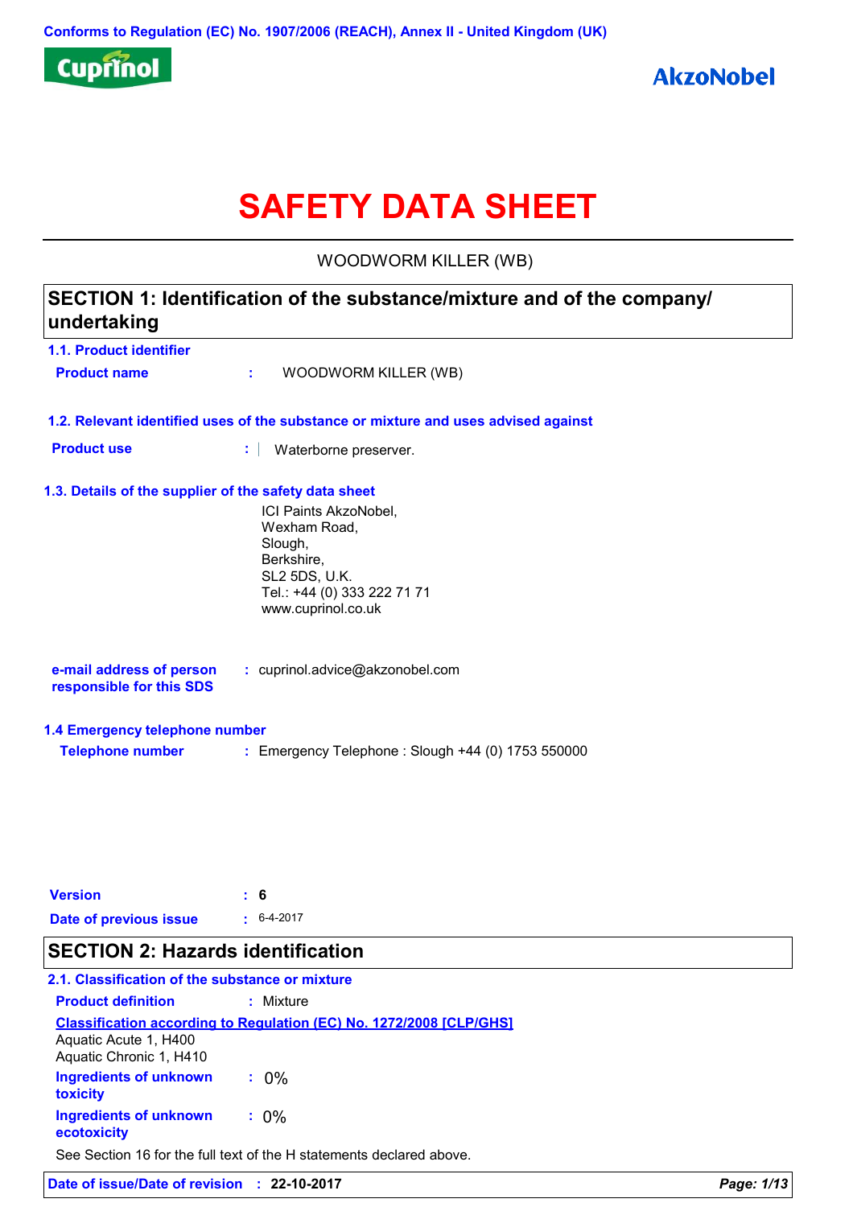Conforms to Regulation (EC) No. 1907/2006 (REACH), Annex II - United Kingdom (UK)

Cuprinol

AkzoNobel

# SAFETY DATA SHEET

WOODWORM KILLER (WB)

## SECTION 1: Identification of the substance/mixture and of the company/ undertaking

### 1.1. Product identifier

**Product name** : WOODWORM KILLER (WB)

### 1.2. Relevant identified uses of the substance or mixture and uses advised against

**Product use** : Waterborne preserver.

### 1.3. Details of the supplier of the safety data sheet

ICI Paints AkzoNobel,
Wexham Road,
Slough,
Berkshire,
SL2 5DS, U.K.
Tel.: +44 (0) 333 222 71 71
www.cuprinol.co.uk

**e-mail address of person responsible for this SDS** : cuprinol.advice@akzonobel.com

### 1.4 Emergency telephone number

**Telephone number** : Emergency Telephone : Slough +44 (0) 1753 550000

**Version** : 6

**Date of previous issue** : 6-4-2017

## SECTION 2: Hazards identification

### 2.1. Classification of the substance or mixture

**Product definition** : Mixture

**Classification according to Regulation (EC) No. 1272/2008 [CLP/GHS]**

Aquatic Acute 1, H400
Aquatic Chronic 1, H410

**Ingredients of unknown toxicity** : 0%

**Ingredients of unknown ecotoxicity** : 0%

See Section 16 for the full text of the H statements declared above.

**Date of issue/Date of revision** : 22-10-2017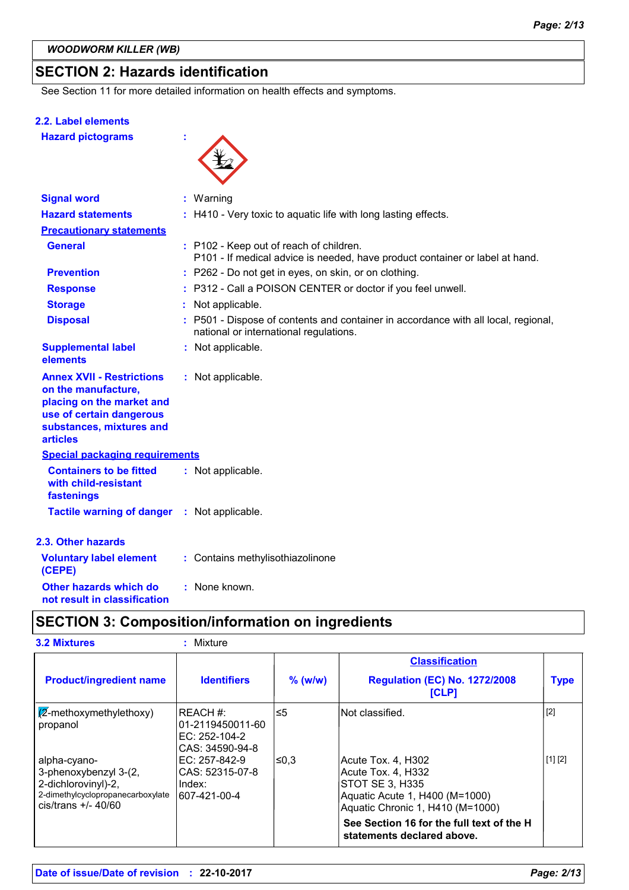*WOODWORM KILLER (WB)*

## SECTION 2: Hazards identification

See Section 11 for more detailed information on health effects and symptoms.

### 2.2. Label elements

**Hazard pictograms** :

**Signal word** : Warning

**Hazard statements** : H410 - Very toxic to aquatic life with long lasting effects.

**Precautionary statements**

**General** : P102 - Keep out of reach of children.
P101 - If medical advice is needed, have product container or label at hand.

**Prevention** : P262 - Do not get in eyes, on skin, or on clothing.

**Response** : P312 - Call a POISON CENTER or doctor if you feel unwell.

**Storage** : Not applicable.

**Disposal** : P501 - Dispose of contents and container in accordance with all local, regional, national or international regulations.

**Supplemental label elements** : Not applicable.

**Annex XVII - Restrictions on the manufacture, placing on the market and use of certain dangerous substances, mixtures and articles** : Not applicable.

**Special packaging requirements**

**Containers to be fitted with child-resistant fastenings** : Not applicable.

**Tactile warning of danger** : Not applicable.

### 2.3. Other hazards

**Voluntary label element (CEPE)** : Contains methylisothiazolinone

**Other hazards which do not result in classification** : None known.

## SECTION 3: Composition/information on ingredients

**3.2 Mixtures** : Mixture

| Product/ingredient name | Identifiers | % (w/w) | Classification Regulation (EC) No. 1272/2008 [CLP] | Type |
|---|---|---|---|---|
| (2-methoxymethylethoxy) propanol | REACH #: 01-2119450011-60<br>EC: 252-104-2<br>CAS: 34590-94-8 | ≤5 | Not classified. | [2] |
| alpha-cyano-3-phenoxybenzyl 3-(2,2-dichlorovinyl)-2,2-dimethylcyclopropanecarboxylate cis/trans +/- 40/60 | EC: 257-842-9<br>CAS: 52315-07-8<br>Index: 607-421-00-4 | ≤0,3 | Acute Tox. 4, H302<br>Acute Tox. 4, H332<br>STOT SE 3, H335<br>Aquatic Acute 1, H400 (M=1000)<br>Aquatic Chronic 1, H410 (M=1000) | [1] [2] |
| | | | **See Section 16 for the full text of the H statements declared above.** | |

**Date of issue/Date of revision** : **22-10-2017**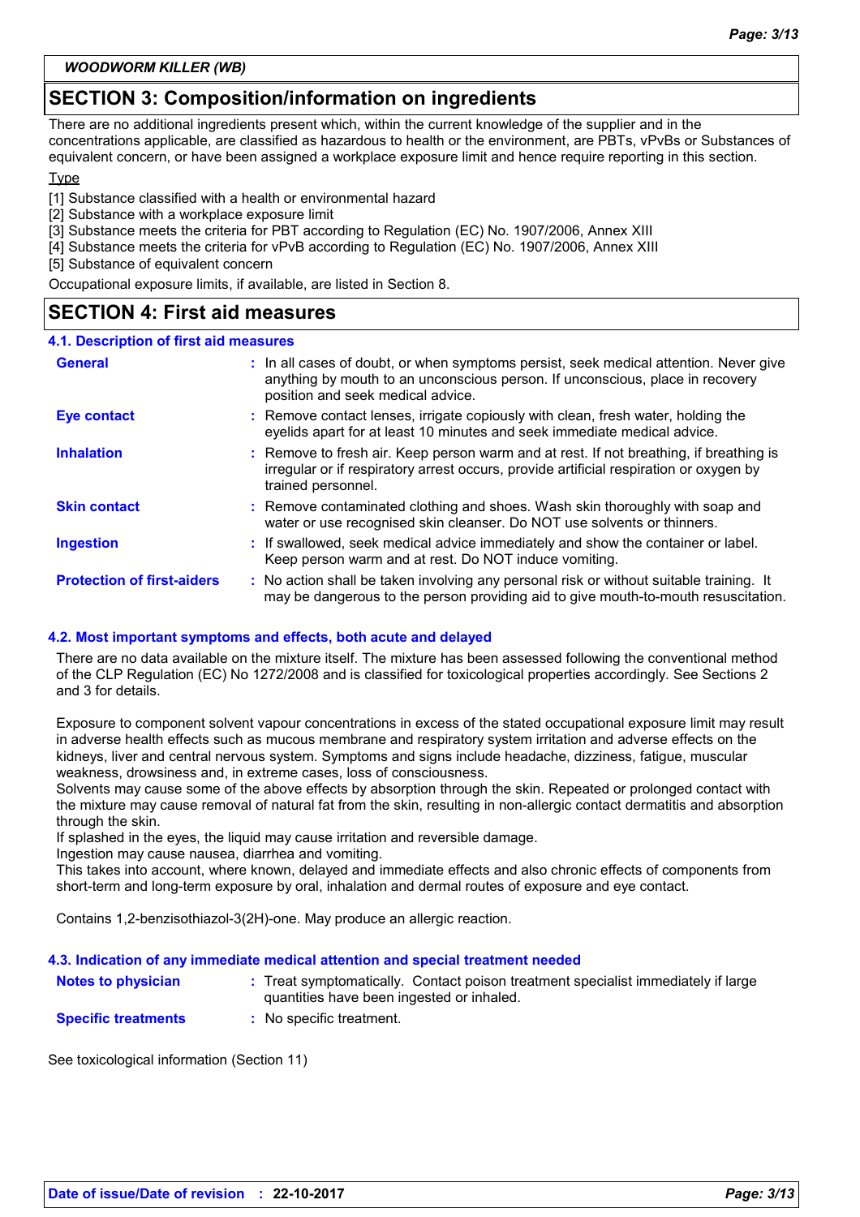## SECTION 3: Composition/information on ingredients

There are no additional ingredients present which, within the current knowledge of the supplier and in the concentrations applicable, are classified as hazardous to health or the environment, are PBTs, vPvBs or Substances of equivalent concern, or have been assigned a workplace exposure limit and hence require reporting in this section.

Type

[1] Substance classified with a health or environmental hazard
[2] Substance with a workplace exposure limit
[3] Substance meets the criteria for PBT according to Regulation (EC) No. 1907/2006, Annex XIII
[4] Substance meets the criteria for vPvB according to Regulation (EC) No. 1907/2006, Annex XIII
[5] Substance of equivalent concern

Occupational exposure limits, if available, are listed in Section 8.

## SECTION 4: First aid measures

### 4.1. Description of first aid measures

| | |
|---|---|
| **General** | : In all cases of doubt, or when symptoms persist, seek medical attention. Never give anything by mouth to an unconscious person. If unconscious, place in recovery position and seek medical advice. |
| **Eye contact** | : Remove contact lenses, irrigate copiously with clean, fresh water, holding the eyelids apart for at least 10 minutes and seek immediate medical advice. |
| **Inhalation** | : Remove to fresh air. Keep person warm and at rest. If not breathing, if breathing is irregular or if respiratory arrest occurs, provide artificial respiration or oxygen by trained personnel. |
| **Skin contact** | : Remove contaminated clothing and shoes. Wash skin thoroughly with soap and water or use recognised skin cleanser. Do NOT use solvents or thinners. |
| **Ingestion** | : If swallowed, seek medical advice immediately and show the container or label. Keep person warm and at rest. Do NOT induce vomiting. |
| **Protection of first-aiders** | : No action shall be taken involving any personal risk or without suitable training. It may be dangerous to the person providing aid to give mouth-to-mouth resuscitation. |

### 4.2. Most important symptoms and effects, both acute and delayed

There are no data available on the mixture itself. The mixture has been assessed following the conventional method of the CLP Regulation (EC) No 1272/2008 and is classified for toxicological properties accordingly. See Sections 2 and 3 for details.

Exposure to component solvent vapour concentrations in excess of the stated occupational exposure limit may result in adverse health effects such as mucous membrane and respiratory system irritation and adverse effects on the kidneys, liver and central nervous system. Symptoms and signs include headache, dizziness, fatigue, muscular weakness, drowsiness and, in extreme cases, loss of consciousness.
Solvents may cause some of the above effects by absorption through the skin. Repeated or prolonged contact with the mixture may cause removal of natural fat from the skin, resulting in non-allergic contact dermatitis and absorption through the skin.
If splashed in the eyes, the liquid may cause irritation and reversible damage.
Ingestion may cause nausea, diarrhea and vomiting.
This takes into account, where known, delayed and immediate effects and also chronic effects of components from short-term and long-term exposure by oral, inhalation and dermal routes of exposure and eye contact.

Contains 1,2-benzisothiazol-3(2H)-one. May produce an allergic reaction.

### 4.3. Indication of any immediate medical attention and special treatment needed

| | |
|---|---|
| **Notes to physician** | : Treat symptomatically. Contact poison treatment specialist immediately if large quantities have been ingested or inhaled. |
| **Specific treatments** | : No specific treatment. |

See toxicological information (Section 11)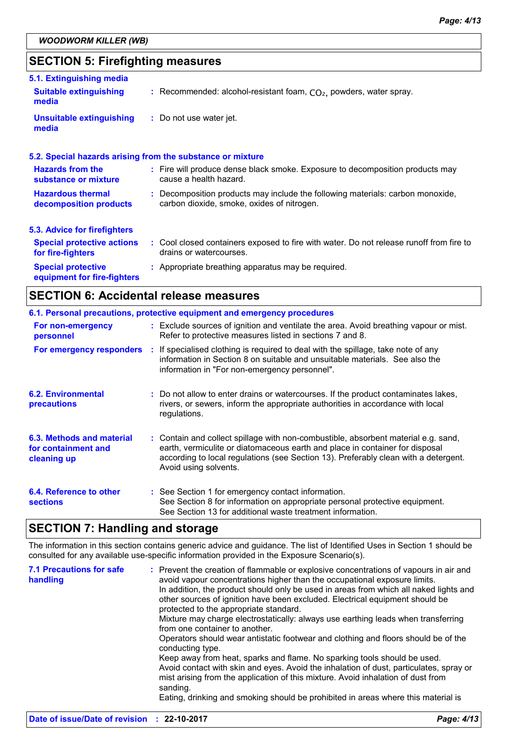## SECTION 5: Firefighting measures

### 5.1. Extinguishing media

**Suitable extinguishing media** : Recommended: alcohol-resistant foam, $CO_2$, powders, water spray.

**Unsuitable extinguishing media** : Do not use water jet.

### 5.2. Special hazards arising from the substance or mixture

**Hazards from the substance or mixture** : Fire will produce dense black smoke. Exposure to decomposition products may cause a health hazard.

**Hazardous thermal decomposition products** : Decomposition products may include the following materials: carbon monoxide, carbon dioxide, smoke, oxides of nitrogen.

### 5.3. Advice for firefighters

**Special protective actions for fire-fighters** : Cool closed containers exposed to fire with water. Do not release runoff from fire to drains or watercourses.

**Special protective equipment for fire-fighters** : Appropriate breathing apparatus may be required.

## SECTION 6: Accidental release measures

### 6.1. Personal precautions, protective equipment and emergency procedures

**For non-emergency personnel** : Exclude sources of ignition and ventilate the area. Avoid breathing vapour or mist. Refer to protective measures listed in sections 7 and 8.

**For emergency responders** : If specialised clothing is required to deal with the spillage, take note of any information in Section 8 on suitable and unsuitable materials. See also the information in "For non-emergency personnel".

**6.2. Environmental precautions** : Do not allow to enter drains or watercourses. If the product contaminates lakes, rivers, or sewers, inform the appropriate authorities in accordance with local regulations.

**6.3. Methods and material for containment and cleaning up** : Contain and collect spillage with non-combustible, absorbent material e.g. sand, earth, vermiculite or diatomaceous earth and place in container for disposal according to local regulations (see Section 13). Preferably clean with a detergent. Avoid using solvents.

**6.4. Reference to other sections** : See Section 1 for emergency contact information.
See Section 8 for information on appropriate personal protective equipment.
See Section 13 for additional waste treatment information.

## SECTION 7: Handling and storage

The information in this section contains generic advice and guidance. The list of Identified Uses in Section 1 should be consulted for any available use-specific information provided in the Exposure Scenario(s).

**7.1 Precautions for safe handling** : Prevent the creation of flammable or explosive concentrations of vapours in air and avoid vapour concentrations higher than the occupational exposure limits.
In addition, the product should only be used in areas from which all naked lights and other sources of ignition have been excluded. Electrical equipment should be protected to the appropriate standard.
Mixture may charge electrostatically: always use earthing leads when transferring from one container to another.
Operators should wear antistatic footwear and clothing and floors should be of the conducting type.
Keep away from heat, sparks and flame. No sparking tools should be used.
Avoid contact with skin and eyes. Avoid the inhalation of dust, particulates, spray or mist arising from the application of this mixture. Avoid inhalation of dust from sanding.
Eating, drinking and smoking should be prohibited in areas where this material is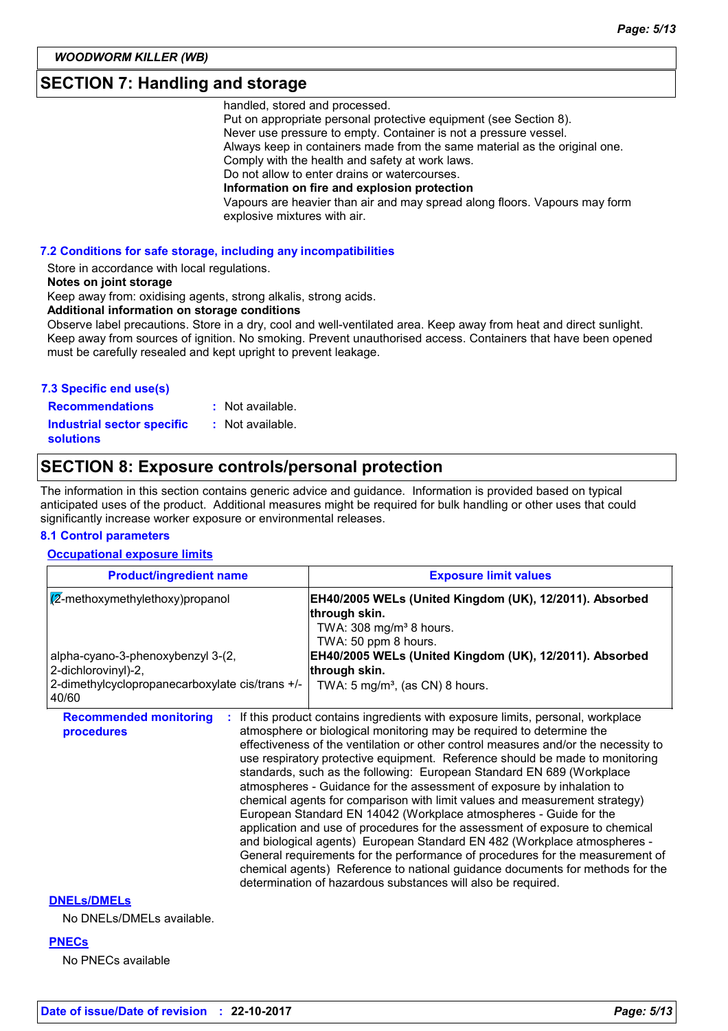## SECTION 7: Handling and storage

handled, stored and processed.
Put on appropriate personal protective equipment (see Section 8).
Never use pressure to empty. Container is not a pressure vessel.
Always keep in containers made from the same material as the original one.
Comply with the health and safety at work laws.
Do not allow to enter drains or watercourses.

**Information on fire and explosion protection**

Vapours are heavier than air and may spread along floors. Vapours may form explosive mixtures with air.

### 7.2 Conditions for safe storage, including any incompatibilities

Store in accordance with local regulations.

**Notes on joint storage**

Keep away from: oxidising agents, strong alkalis, strong acids.

**Additional information on storage conditions**

Observe label precautions. Store in a dry, cool and well-ventilated area. Keep away from heat and direct sunlight. Keep away from sources of ignition. No smoking. Prevent unauthorised access. Containers that have been opened must be carefully resealed and kept upright to prevent leakage.

### 7.3 Specific end use(s)

**Recommendations** : Not available.

**Industrial sector specific solutions** : Not available.

## SECTION 8: Exposure controls/personal protection

The information in this section contains generic advice and guidance. Information is provided based on typical anticipated uses of the product. Additional measures might be required for bulk handling or other uses that could significantly increase worker exposure or environmental releases.

### 8.1 Control parameters

**Occupational exposure limits**

| Product/ingredient name | Exposure limit values |
|---|---|
| (2-methoxymethylethoxy)propanol | **EH40/2005 WELs (United Kingdom (UK), 12/2011). Absorbed through skin.** TWA: 308 mg/m³ 8 hours. TWA: 50 ppm 8 hours. |
| alpha-cyano-3-phenoxybenzyl 3-(2, 2-dichlorovinyl)-2, 2-dimethylcyclopropanecarboxylate cis/trans +/- 40/60 | **EH40/2005 WELs (United Kingdom (UK), 12/2011). Absorbed through skin.** TWA: 5 mg/m³, (as CN) 8 hours. |

**Recommended monitoring procedures** : If this product contains ingredients with exposure limits, personal, workplace atmosphere or biological monitoring may be required to determine the effectiveness of the ventilation or other control measures and/or the necessity to use respiratory protective equipment. Reference should be made to monitoring standards, such as the following: European Standard EN 689 (Workplace atmospheres - Guidance for the assessment of exposure by inhalation to chemical agents for comparison with limit values and measurement strategy) European Standard EN 14042 (Workplace atmospheres - Guide for the application and use of procedures for the assessment of exposure to chemical and biological agents) European Standard EN 482 (Workplace atmospheres - General requirements for the performance of procedures for the measurement of chemical agents) Reference to national guidance documents for methods for the determination of hazardous substances will also be required.

**DNELs/DMELs**

No DNELs/DMELs available.

**PNECs**

No PNECs available

**Date of issue/Date of revision** : **22-10-2017**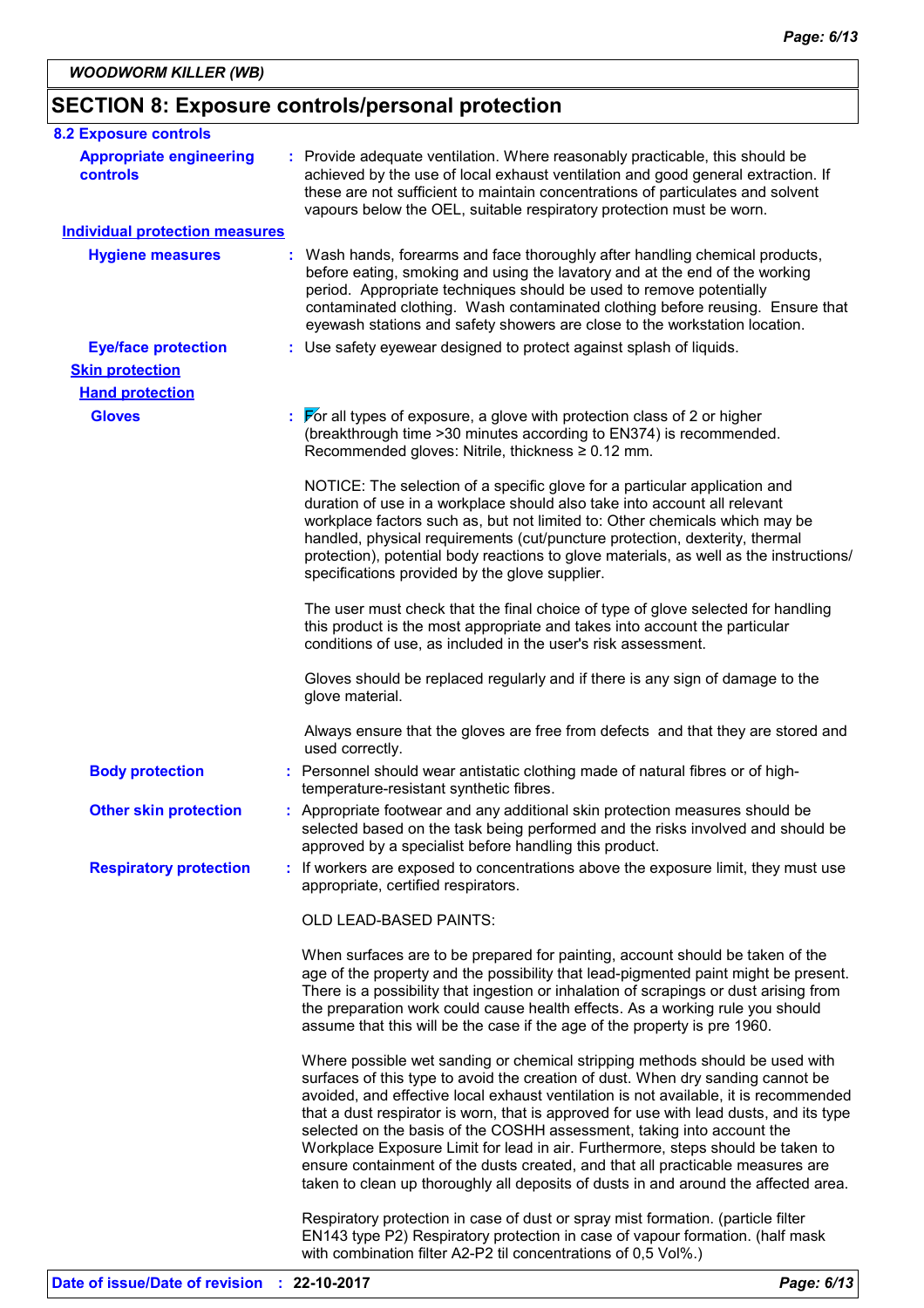**WOODWORM KILLER (WB)**

## SECTION 8: Exposure controls/personal protection

### 8.2 Exposure controls

**Appropriate engineering controls** : Provide adequate ventilation. Where reasonably practicable, this should be achieved by the use of local exhaust ventilation and good general extraction. If these are not sufficient to maintain concentrations of particulates and solvent vapours below the OEL, suitable respiratory protection must be worn.

**Individual protection measures**

**Hygiene measures** : Wash hands, forearms and face thoroughly after handling chemical products, before eating, smoking and using the lavatory and at the end of the working period. Appropriate techniques should be used to remove potentially contaminated clothing. Wash contaminated clothing before reusing. Ensure that eyewash stations and safety showers are close to the workstation location.

**Eye/face protection** : Use safety eyewear designed to protect against splash of liquids.

**Skin protection**

**Hand protection**

**Gloves** : For all types of exposure, a glove with protection class of 2 or higher (breakthrough time >30 minutes according to EN374) is recommended. Recommended gloves: Nitrile, thickness ≥ 0.12 mm.

NOTICE: The selection of a specific glove for a particular application and duration of use in a workplace should also take into account all relevant workplace factors such as, but not limited to: Other chemicals which may be handled, physical requirements (cut/puncture protection, dexterity, thermal protection), potential body reactions to glove materials, as well as the instructions/ specifications provided by the glove supplier.

The user must check that the final choice of type of glove selected for handling this product is the most appropriate and takes into account the particular conditions of use, as included in the user's risk assessment.

Gloves should be replaced regularly and if there is any sign of damage to the glove material.

Always ensure that the gloves are free from defects and that they are stored and used correctly.

**Body protection** : Personnel should wear antistatic clothing made of natural fibres or of high-temperature-resistant synthetic fibres.

**Other skin protection** : Appropriate footwear and any additional skin protection measures should be selected based on the task being performed and the risks involved and should be approved by a specialist before handling this product.

**Respiratory protection** : If workers are exposed to concentrations above the exposure limit, they must use appropriate, certified respirators.

OLD LEAD-BASED PAINTS:

When surfaces are to be prepared for painting, account should be taken of the age of the property and the possibility that lead-pigmented paint might be present. There is a possibility that ingestion or inhalation of scrapings or dust arising from the preparation work could cause health effects. As a working rule you should assume that this will be the case if the age of the property is pre 1960.

Where possible wet sanding or chemical stripping methods should be used with surfaces of this type to avoid the creation of dust. When dry sanding cannot be avoided, and effective local exhaust ventilation is not available, it is recommended that a dust respirator is worn, that is approved for use with lead dusts, and its type selected on the basis of the COSHH assessment, taking into account the Workplace Exposure Limit for lead in air. Furthermore, steps should be taken to ensure containment of the dusts created, and that all practicable measures are taken to clean up thoroughly all deposits of dusts in and around the affected area.

Respiratory protection in case of dust or spray mist formation. (particle filter EN143 type P2) Respiratory protection in case of vapour formation. (half mask with combination filter A2-P2 til concentrations of 0,5 Vol%.)

**Date of issue/Date of revision** : **22-10-2017**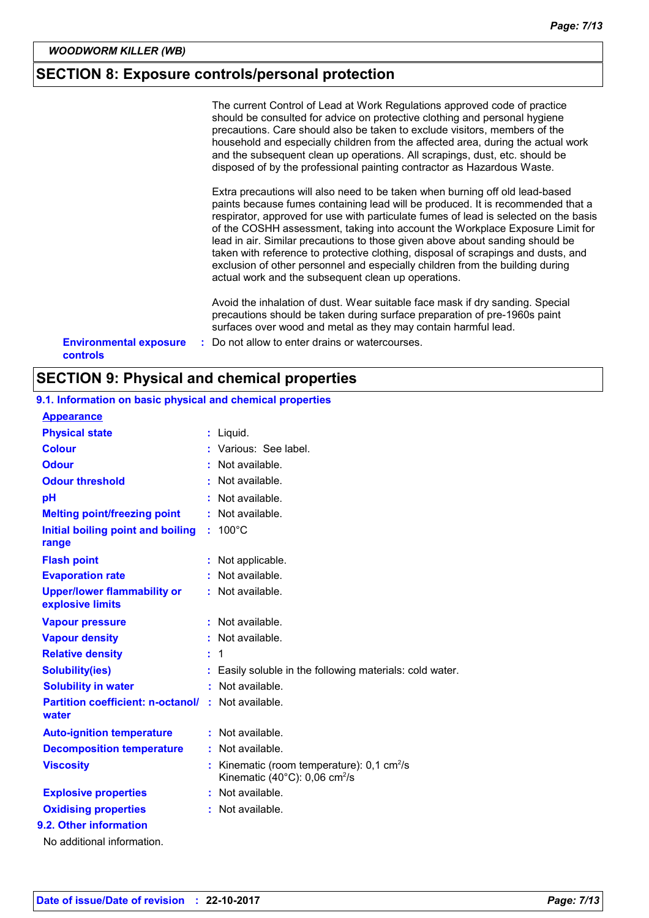## SECTION 8: Exposure controls/personal protection

The current Control of Lead at Work Regulations approved code of practice should be consulted for advice on protective clothing and personal hygiene precautions. Care should also be taken to exclude visitors, members of the household and especially children from the affected area, during the actual work and the subsequent clean up operations. All scrapings, dust, etc. should be disposed of by the professional painting contractor as Hazardous Waste.

Extra precautions will also need to be taken when burning off old lead-based paints because fumes containing lead will be produced. It is recommended that a respirator, approved for use with particulate fumes of lead is selected on the basis of the COSHH assessment, taking into account the Workplace Exposure Limit for lead in air. Similar precautions to those given above about sanding should be taken with reference to protective clothing, disposal of scrapings and dusts, and exclusion of other personnel and especially children from the building during actual work and the subsequent clean up operations.

Avoid the inhalation of dust. Wear suitable face mask if dry sanding. Special precautions should be taken during surface preparation of pre-1960s paint surfaces over wood and metal as they may contain harmful lead.

**Environmental exposure controls** : Do not allow to enter drains or watercourses.

## SECTION 9: Physical and chemical properties

### 9.1. Information on basic physical and chemical properties

**Appearance**

| Property | Value |
|---|---|
| Physical state | Liquid. |
| Colour | Various: See label. |
| Odour | Not available. |
| Odour threshold | Not available. |
| pH | Not available. |
| Melting point/freezing point | Not available. |
| Initial boiling point and boiling range | 100°C |
| Flash point | Not applicable. |
| Evaporation rate | Not available. |
| Upper/lower flammability or explosive limits | Not available. |
| Vapour pressure | Not available. |
| Vapour density | Not available. |
| Relative density | 1 |
| Solubility(ies) | Easily soluble in the following materials: cold water. |
| Solubility in water | Not available. |
| Partition coefficient: n-octanol/ water | Not available. |
| Auto-ignition temperature | Not available. |
| Decomposition temperature | Not available. |
| Viscosity | Kinematic (room temperature): 0,1 $cm^2/s$<br>Kinematic (40°C): 0,06 $cm^2/s$ |
| Explosive properties | Not available. |
| Oxidising properties | Not available. |

### 9.2. Other information

No additional information.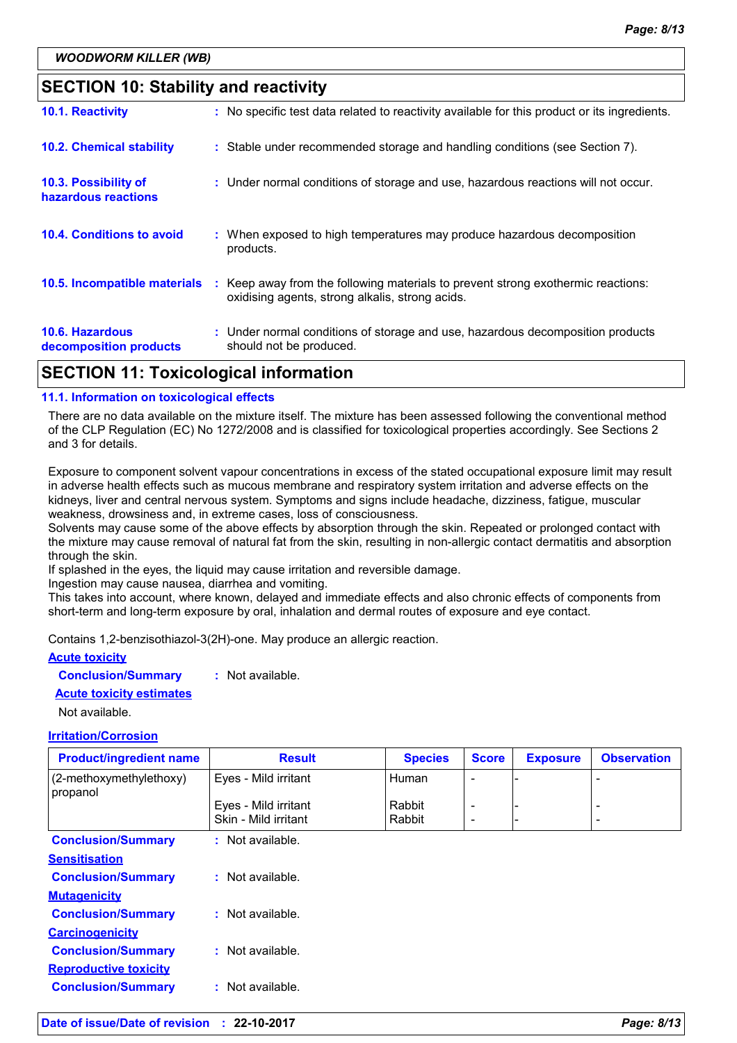## SECTION 10: Stability and reactivity

**10.1. Reactivity** : No specific test data related to reactivity available for this product or its ingredients.

**10.2. Chemical stability** : Stable under recommended storage and handling conditions (see Section 7).

**10.3. Possibility of hazardous reactions** : Under normal conditions of storage and use, hazardous reactions will not occur.

**10.4. Conditions to avoid** : When exposed to high temperatures may produce hazardous decomposition products.

**10.5. Incompatible materials** : Keep away from the following materials to prevent strong exothermic reactions: oxidising agents, strong alkalis, strong acids.

**10.6. Hazardous decomposition products** : Under normal conditions of storage and use, hazardous decomposition products should not be produced.

## SECTION 11: Toxicological information

### 11.1. Information on toxicological effects

There are no data available on the mixture itself. The mixture has been assessed following the conventional method of the CLP Regulation (EC) No 1272/2008 and is classified for toxicological properties accordingly. See Sections 2 and 3 for details.

Exposure to component solvent vapour concentrations in excess of the stated occupational exposure limit may result in adverse health effects such as mucous membrane and respiratory system irritation and adverse effects on the kidneys, liver and central nervous system. Symptoms and signs include headache, dizziness, fatigue, muscular weakness, drowsiness and, in extreme cases, loss of consciousness.
Solvents may cause some of the above effects by absorption through the skin. Repeated or prolonged contact with the mixture may cause removal of natural fat from the skin, resulting in non-allergic contact dermatitis and absorption through the skin.
If splashed in the eyes, the liquid may cause irritation and reversible damage.
Ingestion may cause nausea, diarrhea and vomiting.
This takes into account, where known, delayed and immediate effects and also chronic effects of components from short-term and long-term exposure by oral, inhalation and dermal routes of exposure and eye contact.

Contains 1,2-benzisothiazol-3(2H)-one. May produce an allergic reaction.

**Acute toxicity**

**Conclusion/Summary** : Not available.

**Acute toxicity estimates**

Not available.

**Irritation/Corrosion**

| Product/ingredient name | Result | Species | Score | Exposure | Observation |
|---|---|---|---|---|---|
| (2-methoxymethylethoxy) propanol | Eyes - Mild irritant | Human | - | - | - |
| | Eyes - Mild irritant | Rabbit | - | - | - |
| | Skin - Mild irritant | Rabbit | - | - | - |

**Conclusion/Summary** : Not available.

**Sensitisation**

**Conclusion/Summary** : Not available.

**Mutagenicity**

**Conclusion/Summary** : Not available.

**Carcinogenicity**

**Conclusion/Summary** : Not available.

**Reproductive toxicity**

**Conclusion/Summary** : Not available.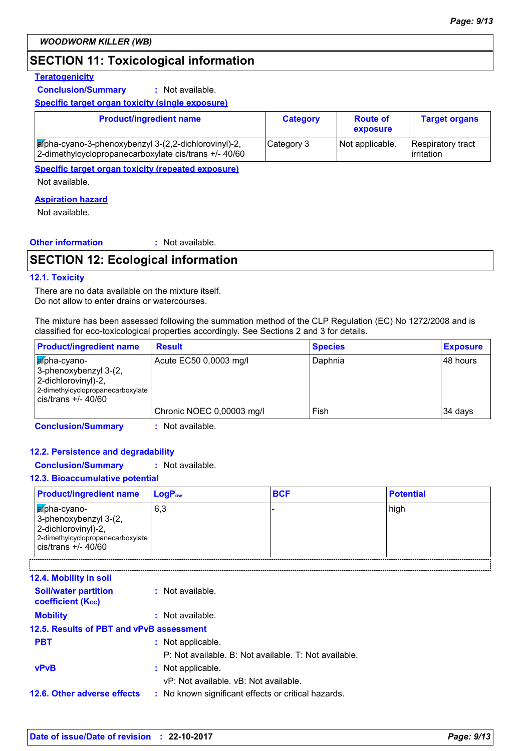## SECTION 11: Toxicological information

**Teratogenicity**

**Conclusion/Summary** : Not available.

**Specific target organ toxicity (single exposure)**

| Product/ingredient name | Category | Route of exposure | Target organs |
|---|---|---|---|
| alpha-cyano-3-phenoxybenzyl 3-(2,2-dichlorovinyl)-2, 2-dimethylcyclopropanecarboxylate cis/trans +/- 40/60 | Category 3 | Not applicable. | Respiratory tract irritation |

**Specific target organ toxicity (repeated exposure)**

Not available.

**Aspiration hazard**

Not available.

**Other information** : Not available.

## SECTION 12: Ecological information

### 12.1. Toxicity

There are no data available on the mixture itself.
Do not allow to enter drains or watercourses.

The mixture has been assessed following the summation method of the CLP Regulation (EC) No 1272/2008 and is classified for eco-toxicological properties accordingly. See Sections 2 and 3 for details.

| Product/ingredient name | Result | Species | Exposure |
|---|---|---|---|
| alpha-cyano-3-phenoxybenzyl 3-(2, 2-dichlorovinyl)-2, 2-dimethylcyclopropanecarboxylate cis/trans +/- 40/60 | Acute EC50 0,0003 mg/l | Daphnia | 48 hours |
| | Chronic NOEC 0,00003 mg/l | Fish | 34 days |

**Conclusion/Summary** : Not available.

### 12.2. Persistence and degradability

**Conclusion/Summary** : Not available.

### 12.3. Bioaccumulative potential

| Product/ingredient name | $LogP_{ow}$ | BCF | Potential |
|---|---|---|---|
| alpha-cyano-3-phenoxybenzyl 3-(2, 2-dichlorovinyl)-2, 2-dimethylcyclopropanecarboxylate cis/trans +/- 40/60 | 6,3 | - | high |

### 12.4. Mobility in soil

**Soil/water partition coefficient ($K_{OC}$)** : Not available.

**Mobility** : Not available.

### 12.5. Results of PBT and vPvB assessment

**PBT** : Not applicable.
P: Not available. B: Not available. T: Not available.

**vPvB** : Not applicable.
vP: Not available. vB: Not available.

### 12.6. Other adverse effects

: No known significant effects or critical hazards.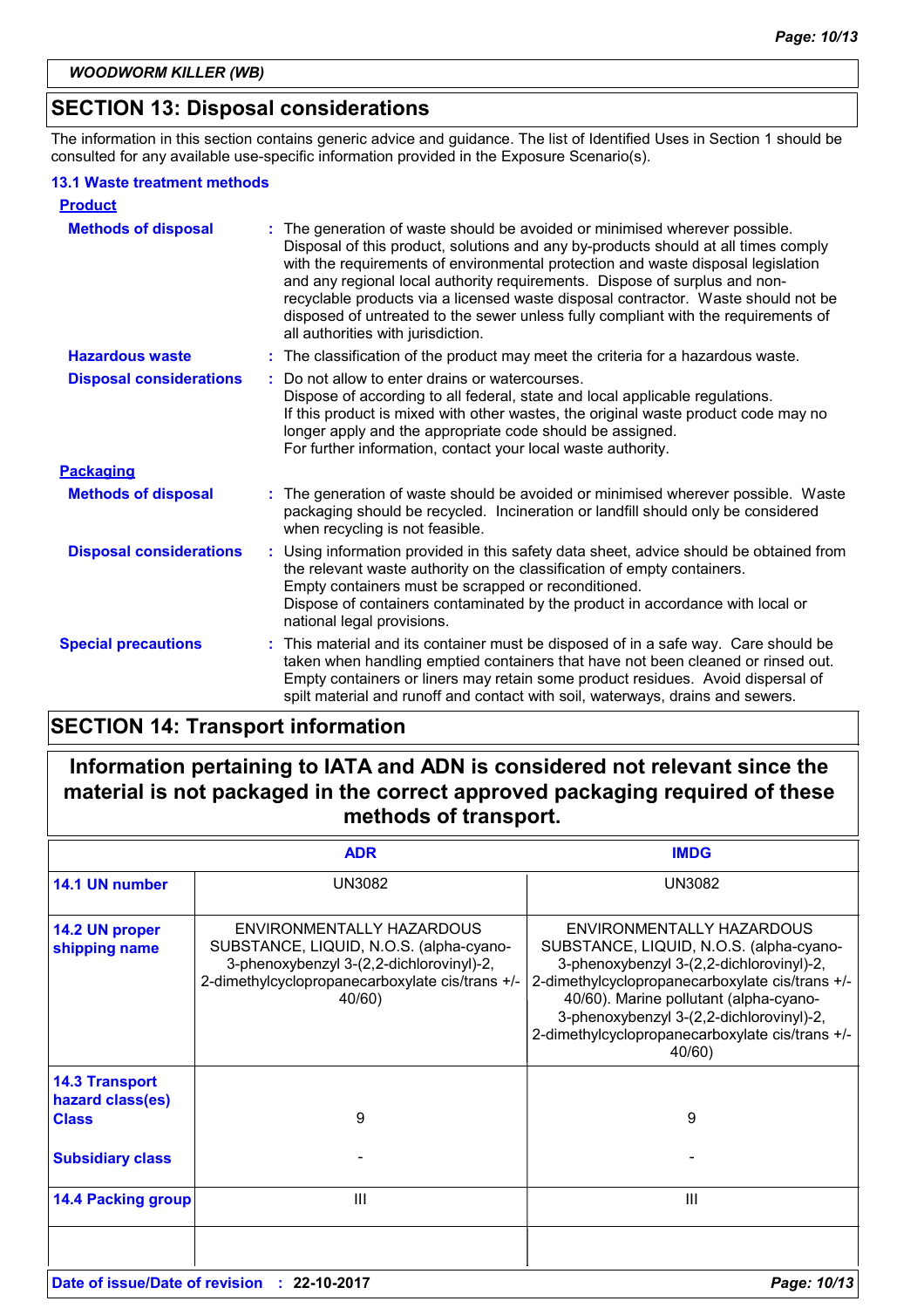## SECTION 13: Disposal considerations

The information in this section contains generic advice and guidance. The list of Identified Uses in Section 1 should be consulted for any available use-specific information provided in the Exposure Scenario(s).

### 13.1 Waste treatment methods

**Product**

**Methods of disposal** : The generation of waste should be avoided or minimised wherever possible. Disposal of this product, solutions and any by-products should at all times comply with the requirements of environmental protection and waste disposal legislation and any regional local authority requirements. Dispose of surplus and non-recyclable products via a licensed waste disposal contractor. Waste should not be disposed of untreated to the sewer unless fully compliant with the requirements of all authorities with jurisdiction.

**Hazardous waste** : The classification of the product may meet the criteria for a hazardous waste.

**Disposal considerations** : Do not allow to enter drains or watercourses.
Dispose of according to all federal, state and local applicable regulations.
If this product is mixed with other wastes, the original waste product code may no longer apply and the appropriate code should be assigned.
For further information, contact your local waste authority.

**Packaging**

**Methods of disposal** : The generation of waste should be avoided or minimised wherever possible. Waste packaging should be recycled. Incineration or landfill should only be considered when recycling is not feasible.

**Disposal considerations** : Using information provided in this safety data sheet, advice should be obtained from the relevant waste authority on the classification of empty containers.
Empty containers must be scrapped or reconditioned.
Dispose of containers contaminated by the product in accordance with local or national legal provisions.

**Special precautions** : This material and its container must be disposed of in a safe way. Care should be taken when handling emptied containers that have not been cleaned or rinsed out. Empty containers or liners may retain some product residues. Avoid dispersal of spilt material and runoff and contact with soil, waterways, drains and sewers.

## SECTION 14: Transport information

**Information pertaining to IATA and ADN is considered not relevant since the material is not packaged in the correct approved packaging required of these methods of transport.**

| | ADR | IMDG |
|---|---|---|
| **14.1 UN number** | UN3082 | UN3082 |
| **14.2 UN proper shipping name** | ENVIRONMENTALLY HAZARDOUS SUBSTANCE, LIQUID, N.O.S. (alpha-cyano-3-phenoxybenzyl 3-(2,2-dichlorovinyl)-2, 2-dimethylcyclopropanecarboxylate cis/trans +/- 40/60) | ENVIRONMENTALLY HAZARDOUS SUBSTANCE, LIQUID, N.O.S. (alpha-cyano-3-phenoxybenzyl 3-(2,2-dichlorovinyl)-2, 2-dimethylcyclopropanecarboxylate cis/trans +/- 40/60). Marine pollutant (alpha-cyano-3-phenoxybenzyl 3-(2,2-dichlorovinyl)-2, 2-dimethylcyclopropanecarboxylate cis/trans +/- 40/60) |
| **14.3 Transport hazard class(es)** **Class** | 9 | 9 |
| **Subsidiary class** | - | - |
| **14.4 Packing group** | III | III |
| | | |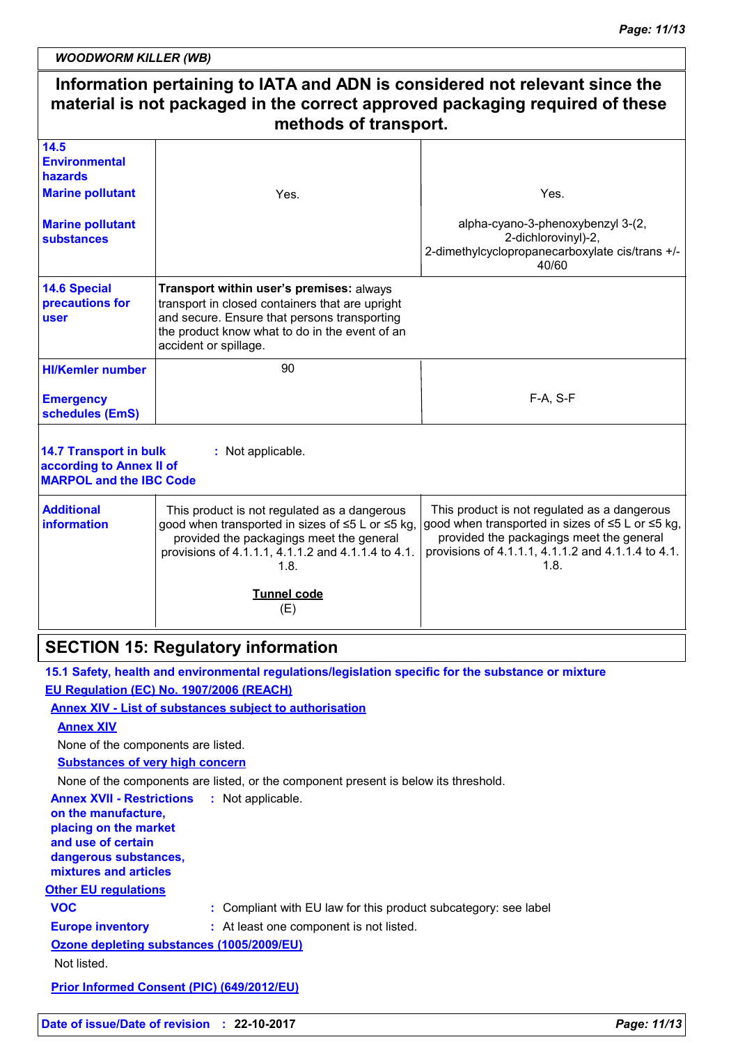**WOODWORM KILLER (WB)**

**Information pertaining to IATA and ADN is considered not relevant since the material is not packaged in the correct approved packaging required of these methods of transport.**

| | | |
|---|---|---|
| **14.5 Environmental hazards** **Marine pollutant** | Yes. | Yes. |
| **Marine pollutant substances** | | alpha-cyano-3-phenoxybenzyl 3-(2, 2-dichlorovinyl)-2, 2-dimethylcyclopropanecarboxylate cis/trans +/- 40/60 |
| **14.6 Special precautions for user** | **Transport within user's premises:** always transport in closed containers that are upright and secure. Ensure that persons transporting the product know what to do in the event of an accident or spillage. | |
| **HI/Kemler number** | 90 | |
| **Emergency schedules (EmS)** | | F-A, S-F |

**14.7 Transport in bulk according to Annex II of MARPOL and the IBC Code** : Not applicable.

| | | |
|---|---|---|
| **Additional information** | This product is not regulated as a dangerous good when transported in sizes of ≤5 L or ≤5 kg, provided the packagings meet the general provisions of 4.1.1.1, 4.1.1.2 and 4.1.1.4 to 4.1.1.8.<br><br>**Tunnel code**<br>(E) | This product is not regulated as a dangerous good when transported in sizes of ≤5 L or ≤5 kg, provided the packagings meet the general provisions of 4.1.1.1, 4.1.1.2 and 4.1.1.4 to 4.1.1.8. |

## SECTION 15: Regulatory information

### 15.1 Safety, health and environmental regulations/legislation specific for the substance or mixture

**EU Regulation (EC) No. 1907/2006 (REACH)**

**Annex XIV - List of substances subject to authorisation**

**Annex XIV**

None of the components are listed.

**Substances of very high concern**

None of the components are listed, or the component present is below its threshold.

**Annex XVII - Restrictions on the manufacture, placing on the market and use of certain dangerous substances, mixtures and articles** : Not applicable.

**Other EU regulations**

**VOC** : Compliant with EU law for this product subcategory: see label

**Europe inventory** : At least one component is not listed.

**Ozone depleting substances (1005/2009/EU)**

Not listed.

**Prior Informed Consent (PIC) (649/2012/EU)**

**Date of issue/Date of revision** : **22-10-2017**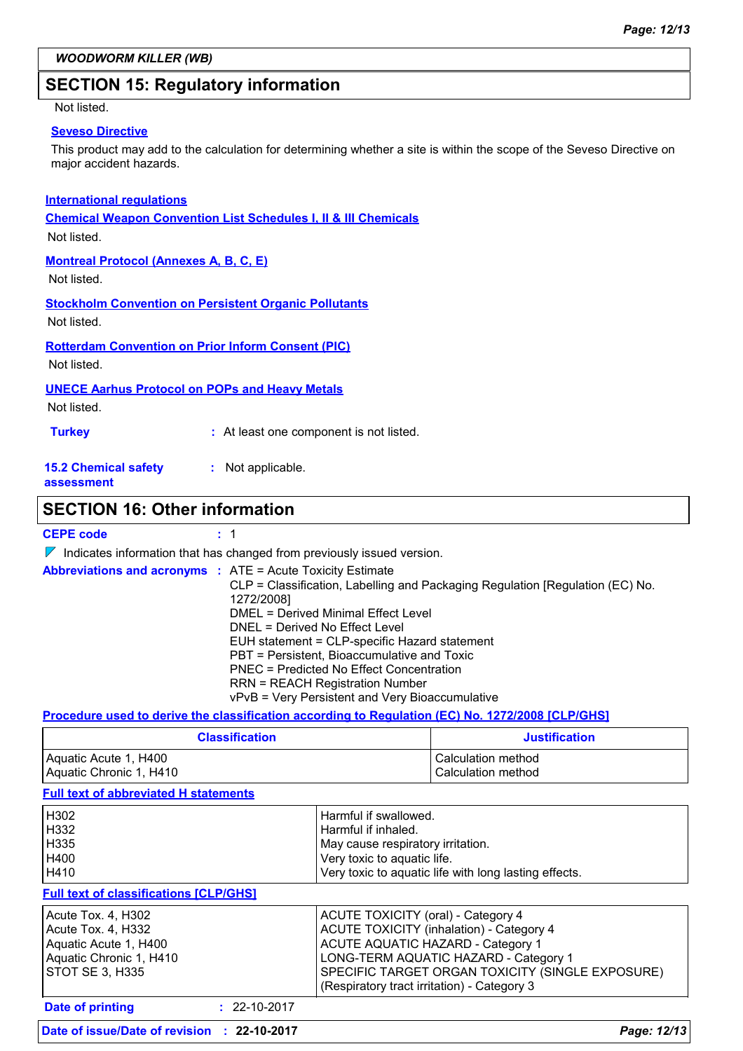## SECTION 15: Regulatory information

Not listed.

**Seveso Directive**

This product may add to the calculation for determining whether a site is within the scope of the Seveso Directive on major accident hazards.

**International regulations**

**Chemical Weapon Convention List Schedules I, II & III Chemicals**

Not listed.

**Montreal Protocol (Annexes A, B, C, E)**

Not listed.

**Stockholm Convention on Persistent Organic Pollutants**

Not listed.

**Rotterdam Convention on Prior Inform Consent (PIC)**

Not listed.

**UNECE Aarhus Protocol on POPs and Heavy Metals**

Not listed.

**Turkey** : At least one component is not listed.

**15.2 Chemical safety assessment** : Not applicable.

## SECTION 16: Other information

**CEPE code** : 1

Indicates information that has changed from previously issued version.

**Abbreviations and acronyms** :
ATE = Acute Toxicity Estimate
CLP = Classification, Labelling and Packaging Regulation [Regulation (EC) No. 1272/2008]
DMEL = Derived Minimal Effect Level
DNEL = Derived No Effect Level
EUH statement = CLP-specific Hazard statement
PBT = Persistent, Bioaccumulative and Toxic
PNEC = Predicted No Effect Concentration
RRN = REACH Registration Number
vPvB = Very Persistent and Very Bioaccumulative

**Procedure used to derive the classification according to Regulation (EC) No. 1272/2008 [CLP/GHS]**

| Classification | Justification |
|---|---|
| Aquatic Acute 1, H400<br>Aquatic Chronic 1, H410 | Calculation method<br>Calculation method |

**Full text of abbreviated H statements**

| | |
|---|---|
| H302 | Harmful if swallowed. |
| H332 | Harmful if inhaled. |
| H335 | May cause respiratory irritation. |
| H400 | Very toxic to aquatic life. |
| H410 | Very toxic to aquatic life with long lasting effects. |

**Full text of classifications [CLP/GHS]**

| | |
|---|---|
| Acute Tox. 4, H302 | ACUTE TOXICITY (oral) - Category 4 |
| Acute Tox. 4, H332 | ACUTE TOXICITY (inhalation) - Category 4 |
| Aquatic Acute 1, H400 | ACUTE AQUATIC HAZARD - Category 1 |
| Aquatic Chronic 1, H410 | LONG-TERM AQUATIC HAZARD - Category 1 |
| STOT SE 3, H335 | SPECIFIC TARGET ORGAN TOXICITY (SINGLE EXPOSURE) (Respiratory tract irritation) - Category 3 |

**Date of printing** : 22-10-2017

**Date of issue/Date of revision** : 22-10-2017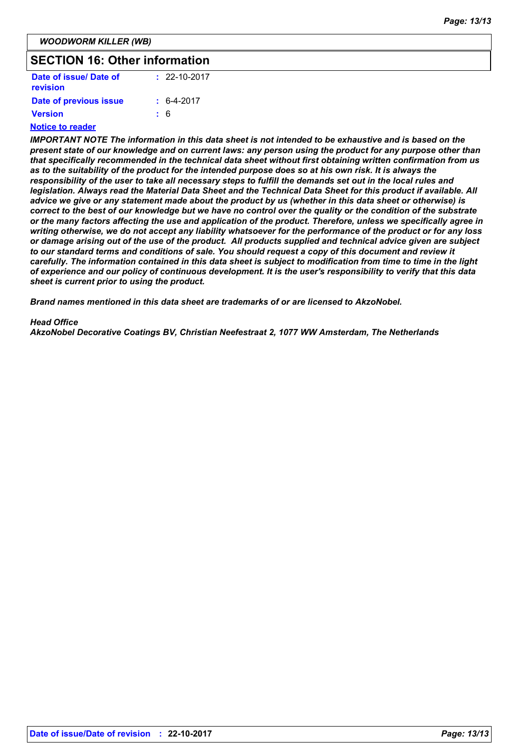## SECTION 16: Other information

| | |
|---|---|
| **Date of issue/ Date of revision** | : 22-10-2017 |
| **Date of previous issue** | : 6-4-2017 |
| **Version** | : 6 |

**Notice to reader**

***IMPORTANT NOTE The information in this data sheet is not intended to be exhaustive and is based on the present state of our knowledge and on current laws: any person using the product for any purpose other than that specifically recommended in the technical data sheet without first obtaining written confirmation from us as to the suitability of the product for the intended purpose does so at his own risk. It is always the responsibility of the user to take all necessary steps to fulfill the demands set out in the local rules and legislation. Always read the Material Data Sheet and the Technical Data Sheet for this product if available. All advice we give or any statement made about the product by us (whether in this data sheet or otherwise) is correct to the best of our knowledge but we have no control over the quality or the condition of the substrate or the many factors affecting the use and application of the product. Therefore, unless we specifically agree in writing otherwise, we do not accept any liability whatsoever for the performance of the product or for any loss or damage arising out of the use of the product. All products supplied and technical advice given are subject to our standard terms and conditions of sale. You should request a copy of this document and review it carefully. The information contained in this data sheet is subject to modification from time to time in the light of experience and our policy of continuous development. It is the user's responsibility to verify that this data sheet is current prior to using the product.***

***Brand names mentioned in this data sheet are trademarks of or are licensed to AkzoNobel.***

***Head Office***
***AkzoNobel Decorative Coatings BV, Christian Neefestraat 2, 1077 WW Amsterdam, The Netherlands***